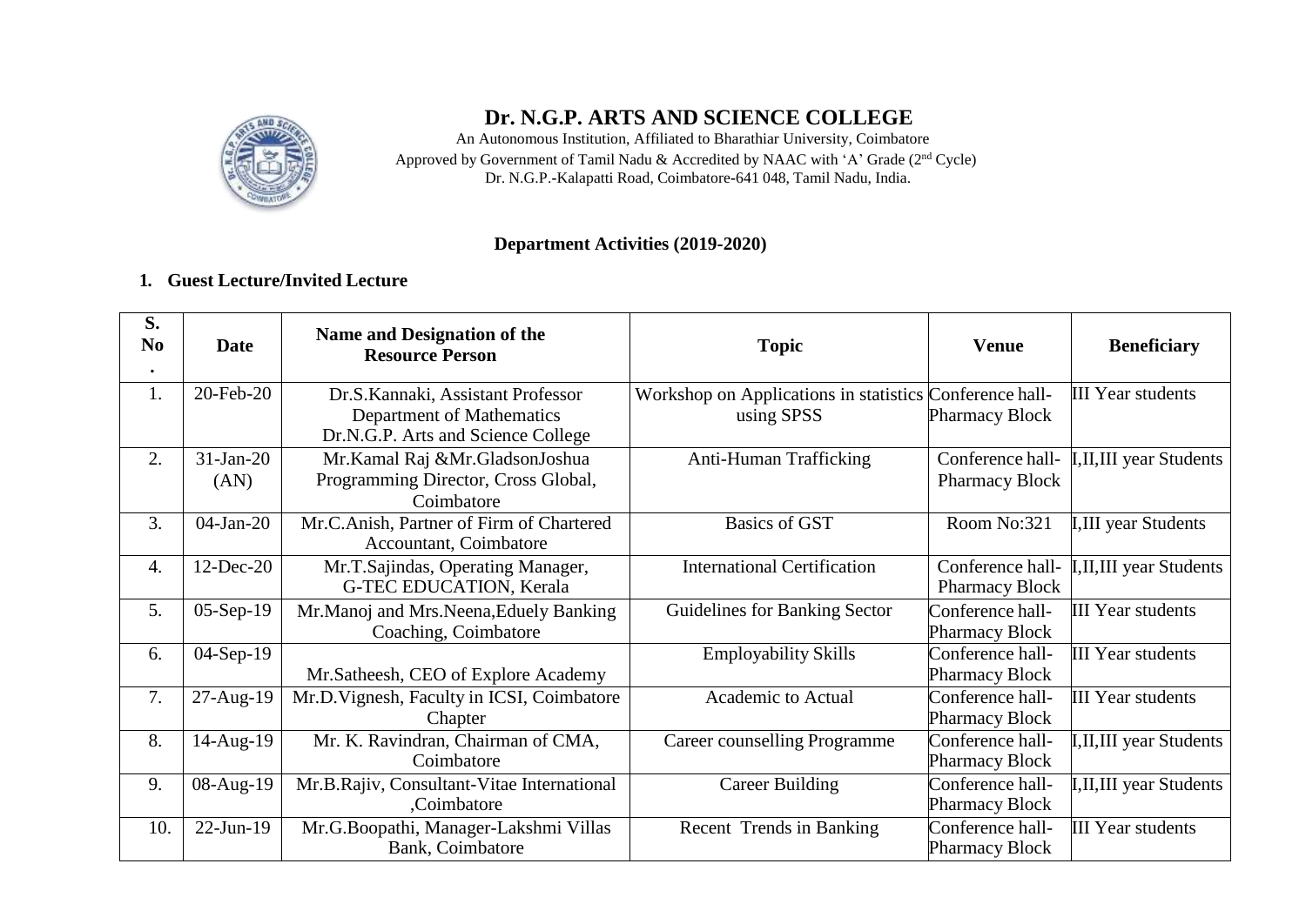# Dr. N.G.P. ARTS AND SCIENCE COLLEGE

An Autonomous Institution, Affiliated to Bharathiar University, Coimbatore
Approved by Government of Tamil Nadu & Accredited by NAAC with 'A' Grade (2nd Cycle)
Dr. N.G.P.-Kalapatti Road, Coimbatore-641 048, Tamil Nadu, India.

## Department Activities (2019-2020)

### 1. Guest Lecture/Invited Lecture

| S. No. | Date | Name and Designation of the Resource Person | Topic | Venue | Beneficiary |
|---|---|---|---|---|---|
| 1. | 20-Feb-20 | Dr.S.Kannaki, Assistant Professor Department of Mathematics Dr.N.G.P. Arts and Science College | Workshop on Applications in statistics using SPSS | Conference hall-Pharmacy Block | III Year students |
| 2. | 31-Jan-20 (AN) | Mr.Kamal Raj &Mr.GladsonJoshua Programming Director, Cross Global, Coimbatore | Anti-Human Trafficking | Conference hall-Pharmacy Block | I,II,III year Students |
| 3. | 04-Jan-20 | Mr.C.Anish, Partner of Firm of Chartered Accountant, Coimbatore | Basics of GST | Room No:321 | I,III year Students |
| 4. | 12-Dec-20 | Mr.T.Sajindas, Operating Manager, G-TEC EDUCATION, Kerala | International Certification | Conference hall-Pharmacy Block | I,II,III year Students |
| 5. | 05-Sep-19 | Mr.Manoj and Mrs.Neena,Eduely Banking Coaching, Coimbatore | Guidelines for Banking Sector | Conference hall-Pharmacy Block | III Year students |
| 6. | 04-Sep-19 | Mr.Satheesh, CEO of Explore Academy | Employability Skills | Conference hall-Pharmacy Block | III Year students |
| 7. | 27-Aug-19 | Mr.D.Vignesh, Faculty in ICSI, Coimbatore Chapter | Academic to Actual | Conference hall-Pharmacy Block | III Year students |
| 8. | 14-Aug-19 | Mr. K. Ravindran, Chairman of CMA, Coimbatore | Career counselling Programme | Conference hall-Pharmacy Block | I,II,III year Students |
| 9. | 08-Aug-19 | Mr.B.Rajiv, Consultant-Vitae International ,Coimbatore | Career Building | Conference hall-Pharmacy Block | I,II,III year Students |
| 10. | 22-Jun-19 | Mr.G.Boopathi, Manager-Lakshmi Villas Bank, Coimbatore | Recent Trends in Banking | Conference hall-Pharmacy Block | III Year students |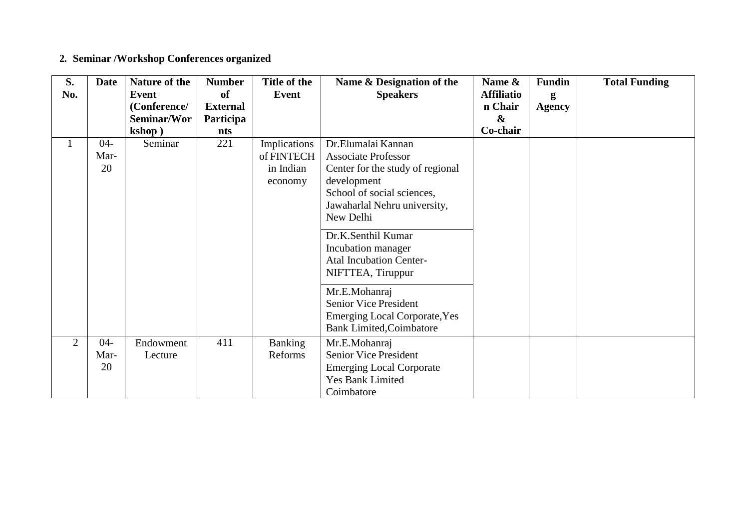## 2. Seminar /Workshop Conferences organized

| S. No. | Date | Nature of the Event (Conference/ Seminar/Workshop ) | Number of External Participants | Title of the Event | Name & Designation of the Speakers | Name & Affiliation Chair & Co-chair | Funding Agency | Total Funding |
|---|---|---|---|---|---|---|---|---|
| 1 | 04-Mar-20 | Seminar | 221 | Implications of FINTECH in Indian economy | Dr.Elumalai Kannan<br>Associate Professor<br>Center for the study of regional development<br>School of social sciences,<br>Jawaharlal Nehru university,<br>New Delhi | | | |
| | | | | | Dr.K.Senthil Kumar<br>Incubation manager<br>Atal Incubation Center-NIFTTEA, Tiruppur | | | |
| | | | | | Mr.E.Mohanraj<br>Senior Vice President<br>Emerging Local Corporate,Yes Bank Limited,Coimbatore | | | |
| 2 | 04-Mar-20 | Endowment Lecture | 411 | Banking Reforms | Mr.E.Mohanraj<br>Senior Vice President<br>Emerging Local Corporate<br>Yes Bank Limited<br>Coimbatore | | | |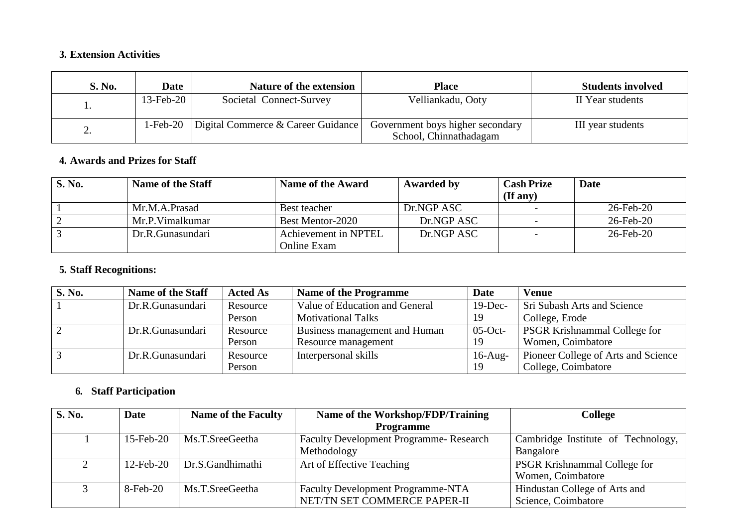### 3. Extension Activities

| S. No. | Date | Nature of the extension | Place | Students involved |
|---|---|---|---|---|
| 1. | 13-Feb-20 | Societal Connect-Survey | Velliankadu, Ooty | II Year students |
| 2. | 1-Feb-20 | Digital Commerce & Career Guidance | Government boys higher secondary School, Chinnathadagam | III year students |

### 4. Awards and Prizes for Staff

| S. No. | Name of the Staff | Name of the Award | Awarded by | Cash Prize (If any) | Date |
|---|---|---|---|---|---|
| 1 | Mr.M.A.Prasad | Best teacher | Dr.NGP ASC | - | 26-Feb-20 |
| 2 | Mr.P.Vimalkumar | Best Mentor-2020 | Dr.NGP ASC | - | 26-Feb-20 |
| 3 | Dr.R.Gunasundari | Achievement in NPTEL Online Exam | Dr.NGP ASC | - | 26-Feb-20 |

### 5. Staff Recognitions:

| S. No. | Name of the Staff | Acted As | Name of the Programme | Date | Venue |
|---|---|---|---|---|---|
| 1 | Dr.R.Gunasundari | Resource Person | Value of Education and General Motivational Talks | 19-Dec-19 | Sri Subash Arts and Science College, Erode |
| 2 | Dr.R.Gunasundari | Resource Person | Business management and Human Resource management | 05-Oct-19 | PSGR Krishnammal College for Women, Coimbatore |
| 3 | Dr.R.Gunasundari | Resource Person | Interpersonal skills | 16-Aug-19 | Pioneer College of Arts and Science College, Coimbatore |

### 6. Staff Participation

| S. No. | Date | Name of the Faculty | Name of the Workshop/FDP/Training Programme | College |
|---|---|---|---|---|
| 1 | 15-Feb-20 | Ms.T.SreeGeetha | Faculty Development Programme- Research Methodology | Cambridge Institute of Technology, Bangalore |
| 2 | 12-Feb-20 | Dr.S.Gandhimathi | Art of Effective Teaching | PSGR Krishnammal College for Women, Coimbatore |
| 3 | 8-Feb-20 | Ms.T.SreeGeetha | Faculty Development Programme-NTA NET/TN SET COMMERCE PAPER-II | Hindustan College of Arts and Science, Coimbatore |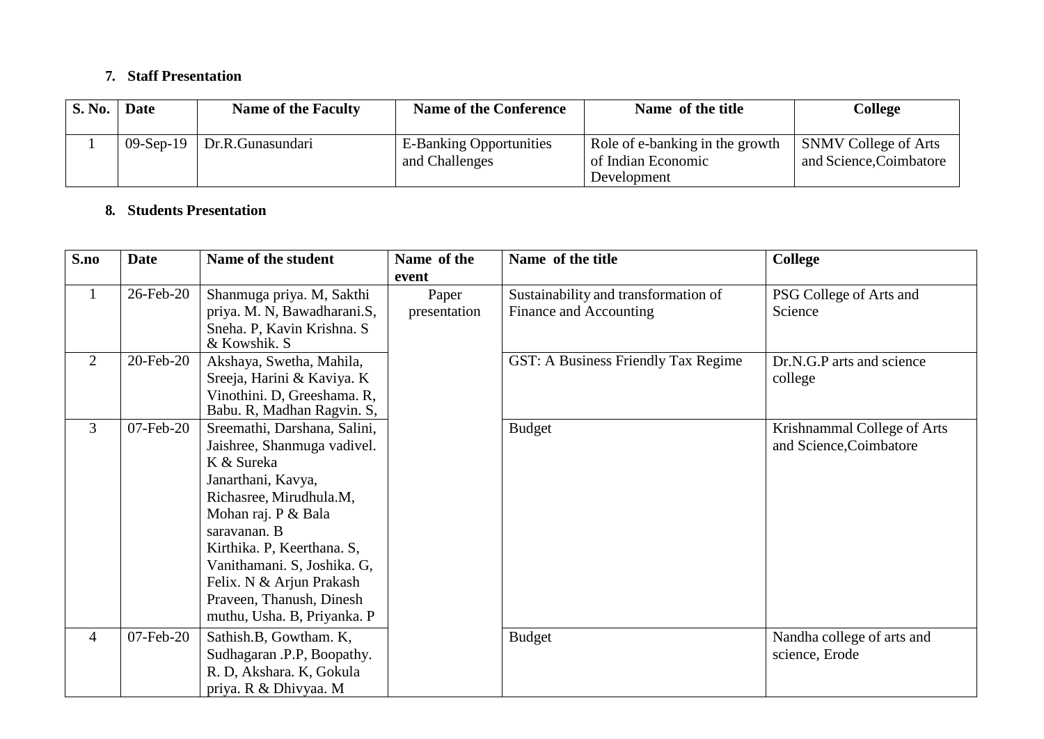### 7. Staff Presentation

| S. No. | Date | Name of the Faculty | Name of the Conference | Name of the title | College |
|---|---|---|---|---|---|
| 1 | 09-Sep-19 | Dr.R.Gunasundari | E-Banking Opportunities and Challenges | Role of e-banking in the growth of Indian Economic Development | SNMV College of Arts and Science,Coimbatore |

### 8. Students Presentation

| S.no | Date | Name of the student | Name of the event | Name of the title | College |
|---|---|---|---|---|---|
| 1 | 26-Feb-20 | Shanmuga priya. M, Sakthi priya. M. N, Bawadharani.S, Sneha. P, Kavin Krishna. S & Kowshik. S | Paper presentation | Sustainability and transformation of Finance and Accounting | PSG College of Arts and Science |
| 2 | 20-Feb-20 | Akshaya, Swetha, Mahila, Sreeja, Harini & Kaviya. K Vinothini. D, Greeshama. R, Babu. R, Madhan Ragvin. S, | | GST: A Business Friendly Tax Regime | Dr.N.G.P arts and science college |
| 3 | 07-Feb-20 | Sreemathi, Darshana, Salini, Jaishree, Shanmuga vadivel. K & Sureka Janarthani, Kavya, Richasree, Mirudhula.M, Mohan raj. P & Bala saravanan. B Kirthika. P, Keerthana. S, Vanithamani. S, Joshika. G, Felix. N & Arjun Prakash Praveen, Thanush, Dinesh muthu, Usha. B, Priyanka. P | | Budget | Krishnammal College of Arts and Science,Coimbatore |
| 4 | 07-Feb-20 | Sathish.B, Gowtham. K, Sudhagaran .P.P, Boopathy. R. D, Akshara. K, Gokula priya. R & Dhivyaa. M | | Budget | Nandha college of arts and science, Erode |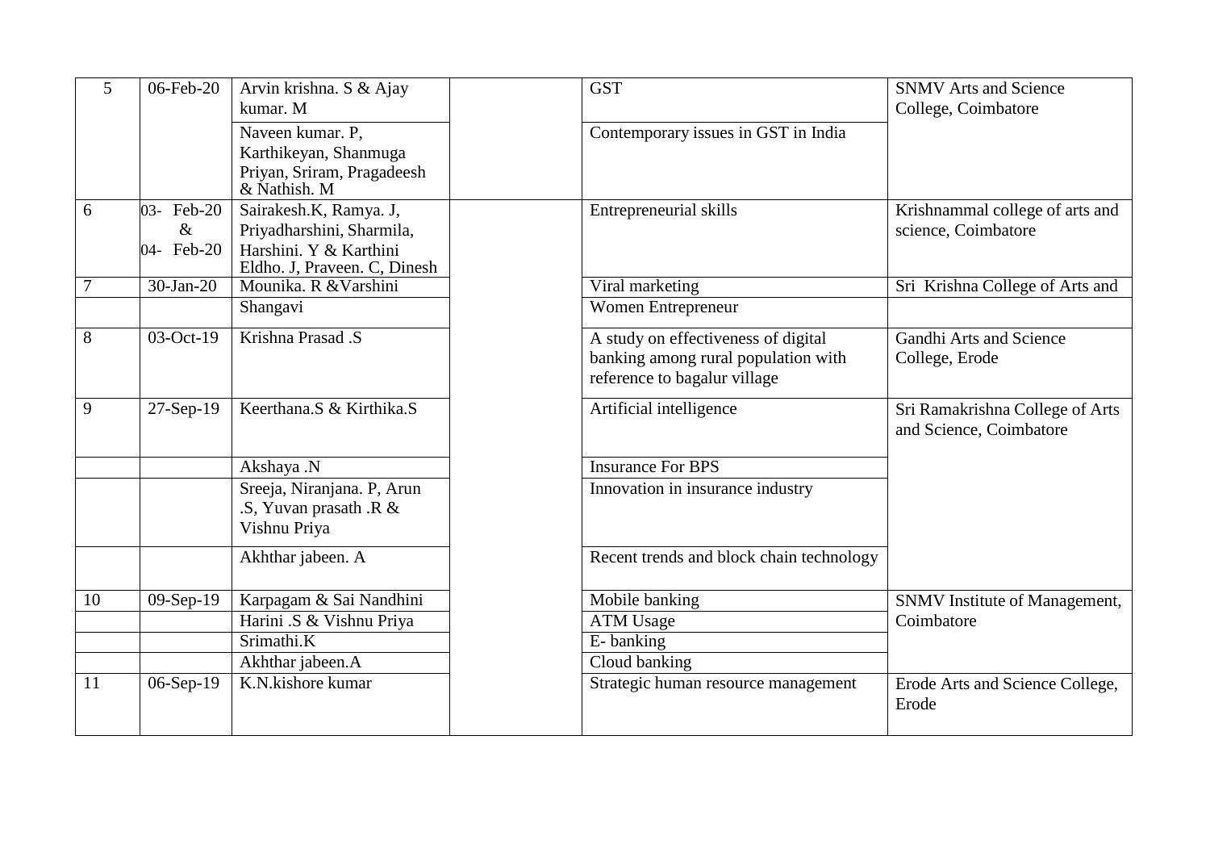| | | | | | |
|---|---|---|---|---|---|
| 5 | 06-Feb-20 | Arvin krishna. S & Ajay kumar. M | | GST | SNMV Arts and Science College, Coimbatore |
| | | Naveen kumar. P, Karthikeyan, Shanmuga Priyan, Sriram, Pragadeesh & Nathish. M | | Contemporary issues in GST in India | |
| 6 | 03- Feb-20 & 04- Feb-20 | Sairakesh.K, Ramya. J, Priyadharshini, Sharmila, Harshini. Y & Karthini Eldho. J, Praveen. C, Dinesh | | Entrepreneurial skills | Krishnammal college of arts and science, Coimbatore |
| 7 | 30-Jan-20 | Mounika. R &Varshini | | Viral marketing | Sri Krishna College of Arts and |
| | | Shangavi | | Women Entrepreneur | |
| 8 | 03-Oct-19 | Krishna Prasad .S | | A study on effectiveness of digital banking among rural population with reference to bagalur village | Gandhi Arts and Science College, Erode |
| 9 | 27-Sep-19 | Keerthana.S & Kirthika.S | | Artificial intelligence | Sri Ramakrishna College of Arts and Science, Coimbatore |
| | | Akshaya .N | | Insurance For BPS | |
| | | Sreeja, Niranjana. P, Arun .S, Yuvan prasath .R & Vishnu Priya | | Innovation in insurance industry | |
| | | Akhthar jabeen. A | | Recent trends and block chain technology | |
| 10 | 09-Sep-19 | Karpagam & Sai Nandhini | | Mobile banking | SNMV Institute of Management, Coimbatore |
| | | Harini .S & Vishnu Priya | | ATM Usage | |
| | | Srimathi.K | | E- banking | |
| | | Akhthar jabeen.A | | Cloud banking | |
| 11 | 06-Sep-19 | K.N.kishore kumar | | Strategic human resource management | Erode Arts and Science College, Erode |